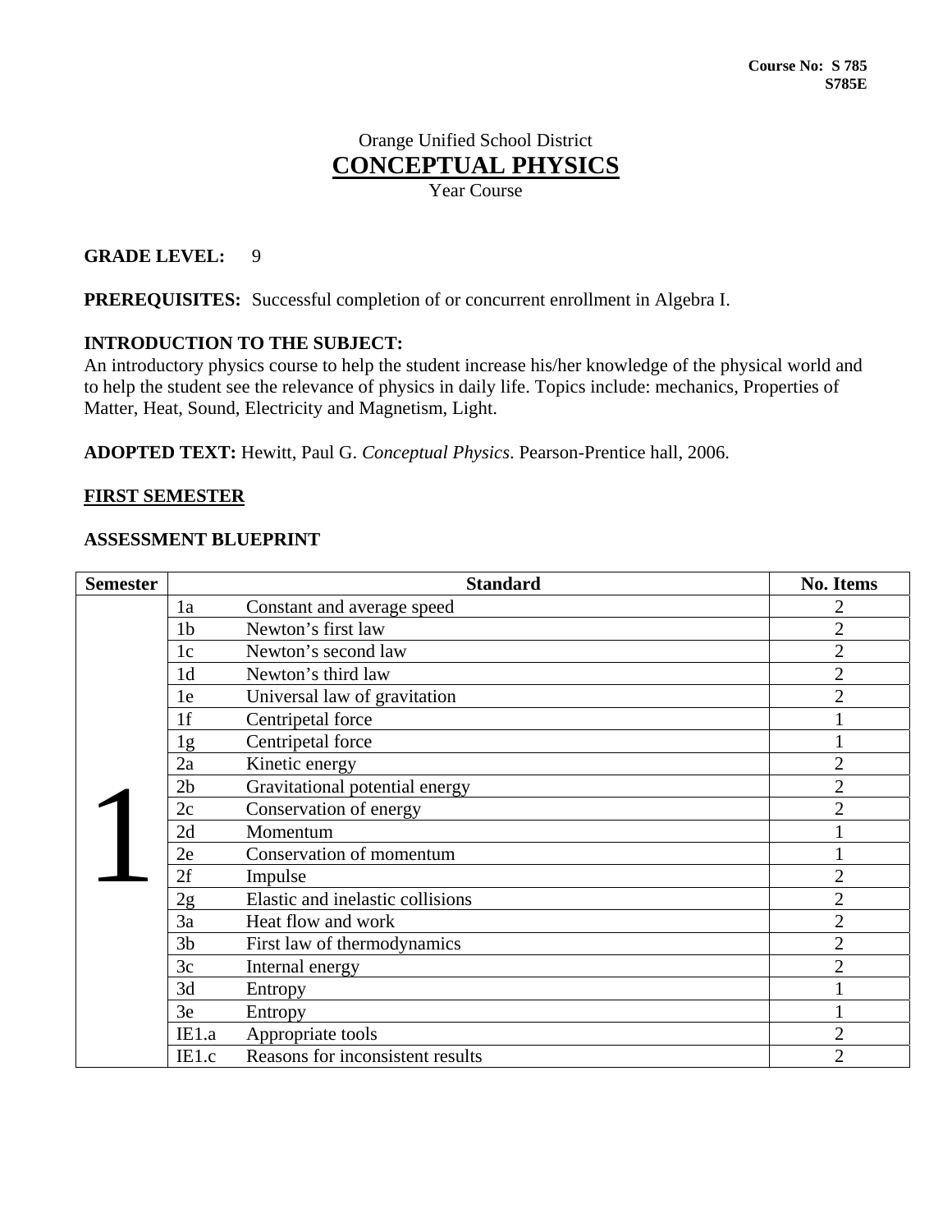**Course No: S 785**
**S785E**

Orange Unified School District

# CONCEPTUAL PHYSICS

Year Course

**GRADE LEVEL:** 9

**PREREQUISITES:** Successful completion of or concurrent enrollment in Algebra I.

**INTRODUCTION TO THE SUBJECT:**
An introductory physics course to help the student increase his/her knowledge of the physical world and to help the student see the relevance of physics in daily life. Topics include: mechanics, Properties of Matter, Heat, Sound, Electricity and Magnetism, Light.

**ADOPTED TEXT:** Hewitt, Paul G. *Conceptual Physics*. Pearson-Prentice hall, 2006.

## FIRST SEMESTER

### ASSESSMENT BLUEPRINT

| Semester | Standard | | No. Items |
|---|---|---|---|
| 1 | 1a | Constant and average speed | 2 |
| | 1b | Newton's first law | 2 |
| | 1c | Newton's second law | 2 |
| | 1d | Newton's third law | 2 |
| | 1e | Universal law of gravitation | 2 |
| | 1f | Centripetal force | 1 |
| | 1g | Centripetal force | 1 |
| | 2a | Kinetic energy | 2 |
| | 2b | Gravitational potential energy | 2 |
| | 2c | Conservation of energy | 2 |
| | 2d | Momentum | 1 |
| | 2e | Conservation of momentum | 1 |
| | 2f | Impulse | 2 |
| | 2g | Elastic and inelastic collisions | 2 |
| | 3a | Heat flow and work | 2 |
| | 3b | First law of thermodynamics | 2 |
| | 3c | Internal energy | 2 |
| | 3d | Entropy | 1 |
| | 3e | Entropy | 1 |
| | IE1.a | Appropriate tools | 2 |
| | IE1.c | Reasons for inconsistent results | 2 |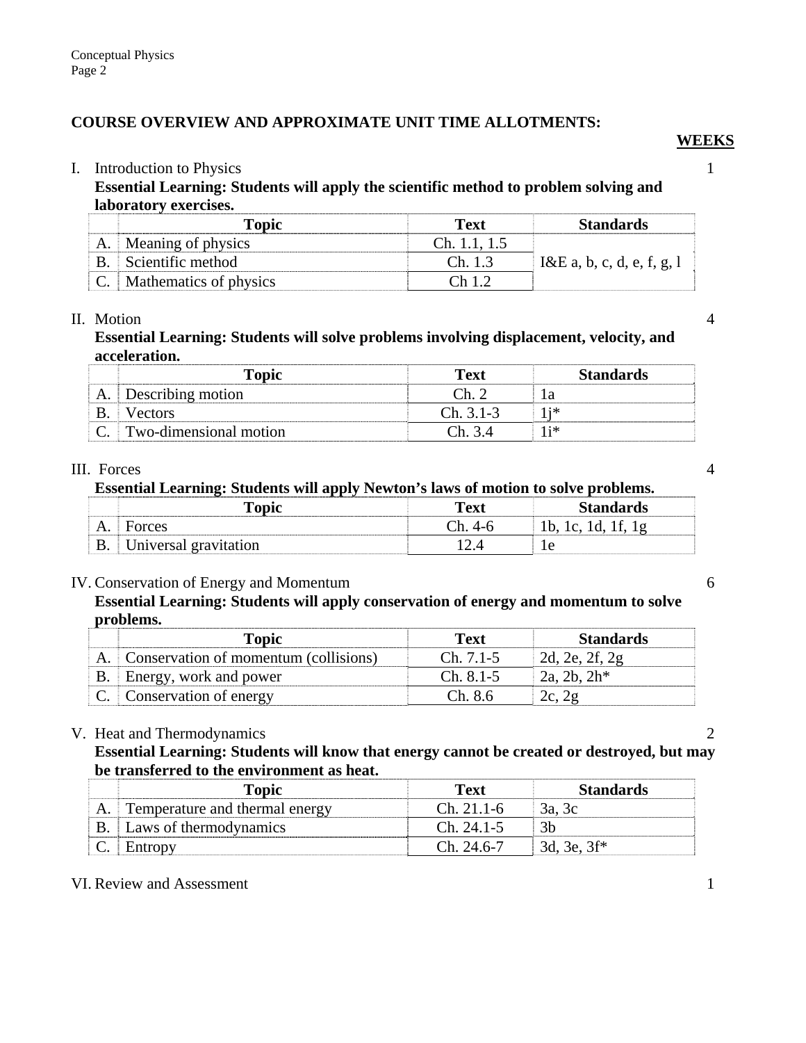## COURSE OVERVIEW AND APPROXIMATE UNIT TIME ALLOTMENTS:

**WEEKS**

I. Introduction to Physics — 1

**Essential Learning: Students will apply the scientific method to problem solving and laboratory exercises.**

| | Topic | Text | Standards |
|---|---|---|---|
| A. | Meaning of physics | Ch. 1.1, 1.5 | I&E a, b, c, d, e, f, g, l |
| B. | Scientific method | Ch. 1.3 | |
| C. | Mathematics of physics | Ch 1.2 | |

II. Motion — 4

**Essential Learning: Students will solve problems involving displacement, velocity, and acceleration.**

| | Topic | Text | Standards |
|---|---|---|---|
| A. | Describing motion | Ch. 2 | 1a |
| B. | Vectors | Ch. 3.1-3 | 1j* |
| C. | Two-dimensional motion | Ch. 3.4 | 1i* |

III. Forces — 4

**Essential Learning: Students will apply Newton's laws of motion to solve problems.**

| | Topic | Text | Standards |
|---|---|---|---|
| A. | Forces | Ch. 4-6 | 1b, 1c, 1d, 1f, 1g |
| B. | Universal gravitation | 12.4 | 1e |

IV. Conservation of Energy and Momentum — 6

**Essential Learning: Students will apply conservation of energy and momentum to solve problems.**

| | Topic | Text | Standards |
|---|---|---|---|
| A. | Conservation of momentum (collisions) | Ch. 7.1-5 | 2d, 2e, 2f, 2g |
| B. | Energy, work and power | Ch. 8.1-5 | 2a, 2b, 2h* |
| C. | Conservation of energy | Ch. 8.6 | 2c, 2g |

V. Heat and Thermodynamics — 2

**Essential Learning: Students will know that energy cannot be created or destroyed, but may be transferred to the environment as heat.**

| | Topic | Text | Standards |
|---|---|---|---|
| A. | Temperature and thermal energy | Ch. 21.1-6 | 3a, 3c |
| B. | Laws of thermodynamics | Ch. 24.1-5 | 3b |
| C. | Entropy | Ch. 24.6-7 | 3d, 3e, 3f* |

VI. Review and Assessment — 1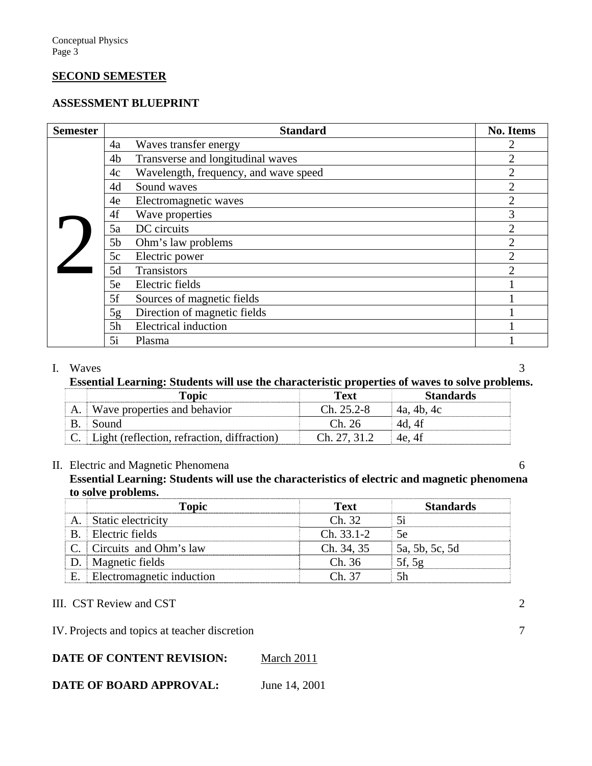## SECOND SEMESTER

### ASSESSMENT BLUEPRINT

| Semester | Standard | | No. Items |
|---|---|---|---|
| 2 | 4a | Waves transfer energy | 2 |
| | 4b | Transverse and longitudinal waves | 2 |
| | 4c | Wavelength, frequency, and wave speed | 2 |
| | 4d | Sound waves | 2 |
| | 4e | Electromagnetic waves | 2 |
| | 4f | Wave properties | 3 |
| | 5a | DC circuits | 2 |
| | 5b | Ohm's law problems | 2 |
| | 5c | Electric power | 2 |
| | 5d | Transistors | 2 |
| | 5e | Electric fields | 1 |
| | 5f | Sources of magnetic fields | 1 |
| | 5g | Direction of magnetic fields | 1 |
| | 5h | Electrical induction | 1 |
| | 5i | Plasma | 1 |

I. Waves 3

**Essential Learning: Students will use the characteristic properties of waves to solve problems.**

| | Topic | Text | Standards |
|---|---|---|---|
| A. | Wave properties and behavior | Ch. 25.2-8 | 4a, 4b, 4c |
| B. | Sound | Ch. 26 | 4d, 4f |
| C. | Light (reflection, refraction, diffraction) | Ch. 27, 31.2 | 4e, 4f |

II. Electric and Magnetic Phenomena 6

**Essential Learning: Students will use the characteristics of electric and magnetic phenomena to solve problems.**

| | Topic | Text | Standards |
|---|---|---|---|
| A. | Static electricity | Ch. 32 | 5i |
| B. | Electric fields | Ch. 33.1-2 | 5e |
| C. | Circuits and Ohm's law | Ch. 34, 35 | 5a, 5b, 5c, 5d |
| D. | Magnetic fields | Ch. 36 | 5f, 5g |
| E. | Electromagnetic induction | Ch. 37 | 5h |

III. CST Review and CST 2

IV. Projects and topics at teacher discretion 7

**DATE OF CONTENT REVISION:** March 2011

**DATE OF BOARD APPROVAL:** June 14, 2001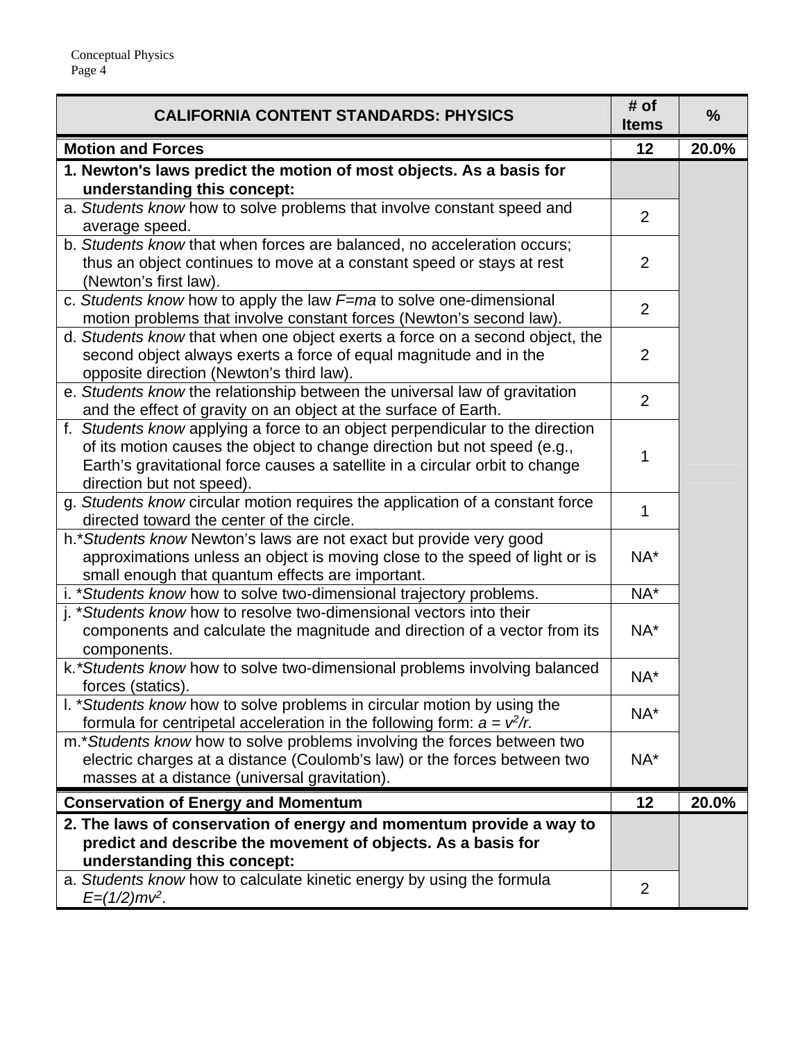| CALIFORNIA CONTENT STANDARDS: PHYSICS | # of Items | % |
|---|---|---|
| **Motion and Forces** | **12** | **20.0%** |
| **1. Newton's laws predict the motion of most objects. As a basis for understanding this concept:** | | |
| a. *Students know* how to solve problems that involve constant speed and average speed. | 2 | |
| b. *Students know* that when forces are balanced, no acceleration occurs; thus an object continues to move at a constant speed or stays at rest (Newton's first law). | 2 | |
| c. *Students know* how to apply the law $F=ma$ to solve one-dimensional motion problems that involve constant forces (Newton's second law). | 2 | |
| d. *Students know* that when one object exerts a force on a second object, the second object always exerts a force of equal magnitude and in the opposite direction (Newton's third law). | 2 | |
| e. *Students know* the relationship between the universal law of gravitation and the effect of gravity on an object at the surface of Earth. | 2 | |
| f. *Students know* applying a force to an object perpendicular to the direction of its motion causes the object to change direction but not speed (e.g., Earth's gravitational force causes a satellite in a circular orbit to change direction but not speed). | 1 | |
| g. *Students know* circular motion requires the application of a constant force directed toward the center of the circle. | 1 | |
| h.**Students know* Newton's laws are not exact but provide very good approximations unless an object is moving close to the speed of light or is small enough that quantum effects are important. | NA* | |
| i. **Students know* how to solve two-dimensional trajectory problems. | NA* | |
| j. **Students know* how to resolve two-dimensional vectors into their components and calculate the magnitude and direction of a vector from its components. | NA* | |
| k.**Students know* how to solve two-dimensional problems involving balanced forces (statics). | NA* | |
| l. **Students know* how to solve problems in circular motion by using the formula for centripetal acceleration in the following form: $a = v^2/r$. | NA* | |
| m.**Students know* how to solve problems involving the forces between two electric charges at a distance (Coulomb's law) or the forces between two masses at a distance (universal gravitation). | NA* | |
| **Conservation of Energy and Momentum** | **12** | **20.0%** |
| **2. The laws of conservation of energy and momentum provide a way to predict and describe the movement of objects. As a basis for understanding this concept:** | | |
| a. *Students know* how to calculate kinetic energy by using the formula $E=(1/2)mv^2$. | 2 | |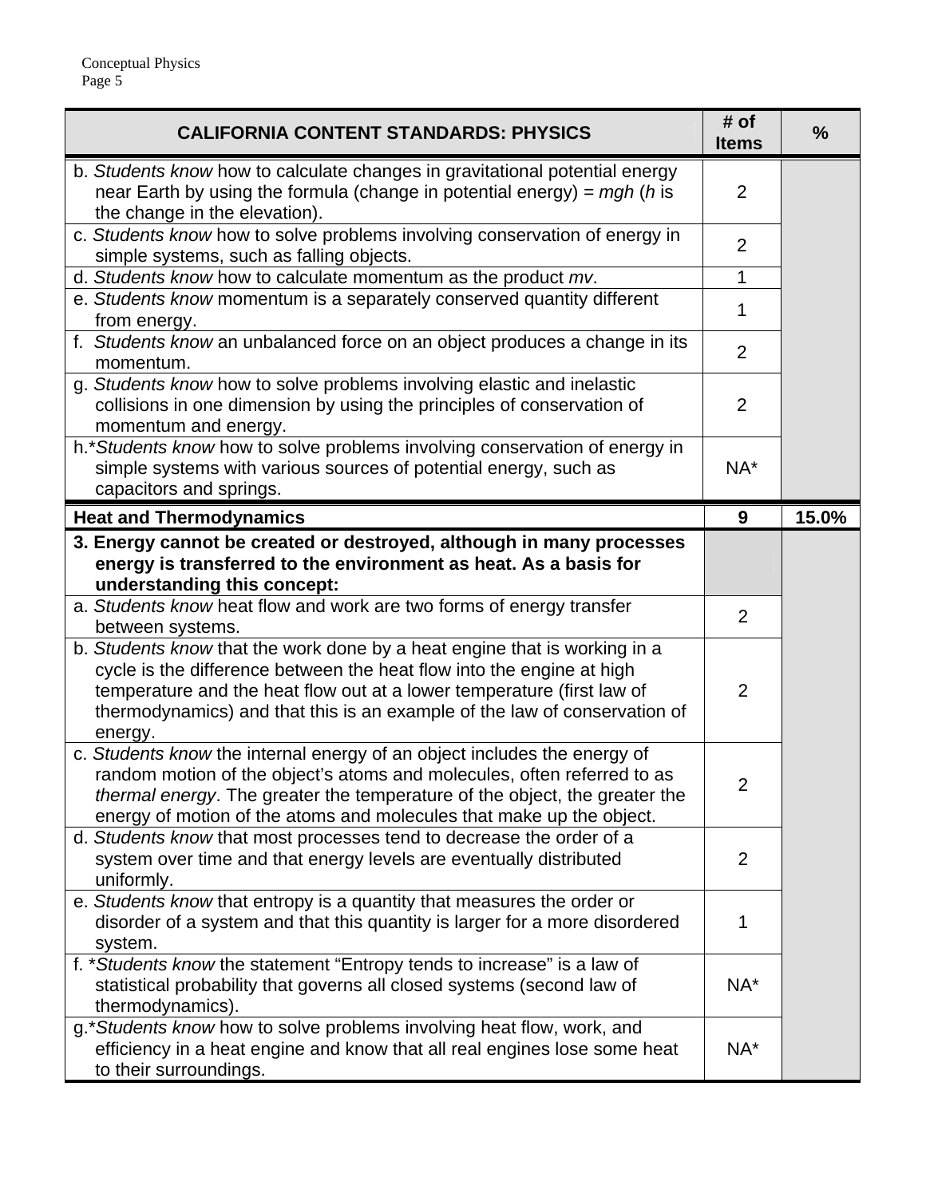| CALIFORNIA CONTENT STANDARDS: PHYSICS | # of Items | % |
|---|---|---|
| b. *Students know* how to calculate changes in gravitational potential energy near Earth by using the formula (change in potential energy) = *mgh* (*h* is the change in the elevation). | 2 | |
| c. *Students know* how to solve problems involving conservation of energy in simple systems, such as falling objects. | 2 | |
| d. *Students know* how to calculate momentum as the product *mv*. | 1 | |
| e. *Students know* momentum is a separately conserved quantity different from energy. | 1 | |
| f. *Students know* an unbalanced force on an object produces a change in its momentum. | 2 | |
| g. *Students know* how to solve problems involving elastic and inelastic collisions in one dimension by using the principles of conservation of momentum and energy. | 2 | |
| h.**Students know* how to solve problems involving conservation of energy in simple systems with various sources of potential energy, such as capacitors and springs. | NA* | |
| **Heat and Thermodynamics** | **9** | **15.0%** |
| **3. Energy cannot be created or destroyed, although in many processes energy is transferred to the environment as heat. As a basis for understanding this concept:** | | |
| a. *Students know* heat flow and work are two forms of energy transfer between systems. | 2 | |
| b. *Students know* that the work done by a heat engine that is working in a cycle is the difference between the heat flow into the engine at high temperature and the heat flow out at a lower temperature (first law of thermodynamics) and that this is an example of the law of conservation of energy. | 2 | |
| c. *Students know* the internal energy of an object includes the energy of random motion of the object's atoms and molecules, often referred to as *thermal energy*. The greater the temperature of the object, the greater the energy of motion of the atoms and molecules that make up the object. | 2 | |
| d. *Students know* that most processes tend to decrease the order of a system over time and that energy levels are eventually distributed uniformly. | 2 | |
| e. *Students know* that entropy is a quantity that measures the order or disorder of a system and that this quantity is larger for a more disordered system. | 1 | |
| f. **Students know* the statement "Entropy tends to increase" is a law of statistical probability that governs all closed systems (second law of thermodynamics). | NA* | |
| g.**Students know* how to solve problems involving heat flow, work, and efficiency in a heat engine and know that all real engines lose some heat to their surroundings. | NA* | |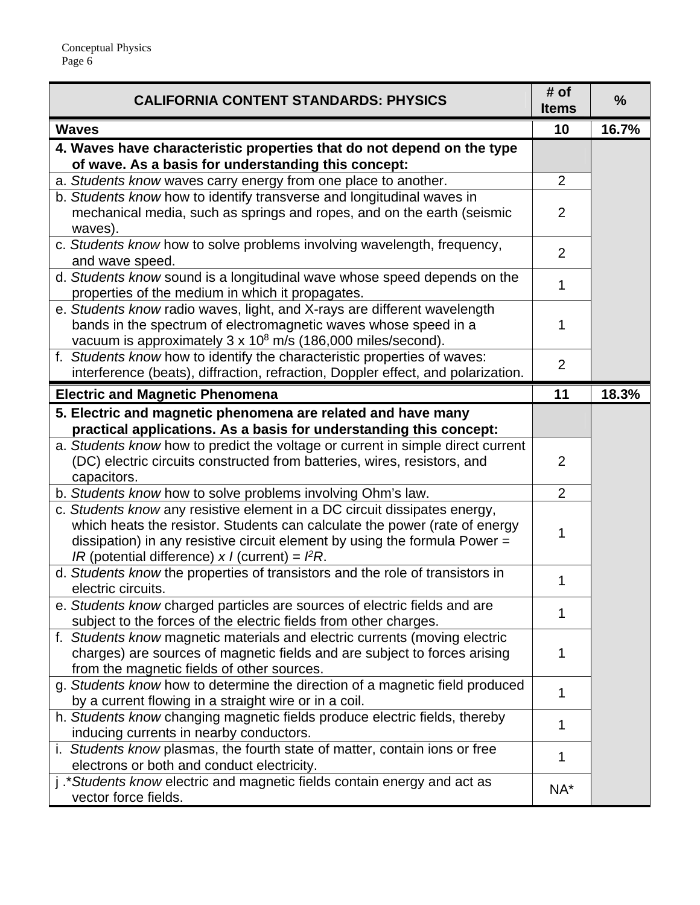| CALIFORNIA CONTENT STANDARDS: PHYSICS | # of Items | % |
|---|---|---|
| **Waves** | **10** | **16.7%** |
| **4. Waves have characteristic properties that do not depend on the type of wave. As a basis for understanding this concept:** | | |
| a. *Students know* waves carry energy from one place to another. | 2 | |
| b. *Students know* how to identify transverse and longitudinal waves in mechanical media, such as springs and ropes, and on the earth (seismic waves). | 2 | |
| c. *Students know* how to solve problems involving wavelength, frequency, and wave speed. | 2 | |
| d. *Students know* sound is a longitudinal wave whose speed depends on the properties of the medium in which it propagates. | 1 | |
| e. *Students know* radio waves, light, and X-rays are different wavelength bands in the spectrum of electromagnetic waves whose speed in a vacuum is approximately $3 \times 10^8$ m/s (186,000 miles/second). | 1 | |
| f. *Students know* how to identify the characteristic properties of waves: interference (beats), diffraction, refraction, Doppler effect, and polarization. | 2 | |
| **Electric and Magnetic Phenomena** | **11** | **18.3%** |
| **5. Electric and magnetic phenomena are related and have many practical applications. As a basis for understanding this concept:** | | |
| a. *Students know* how to predict the voltage or current in simple direct current (DC) electric circuits constructed from batteries, wires, resistors, and capacitors. | 2 | |
| b. *Students know* how to solve problems involving Ohm's law. | 2 | |
| c. *Students know* any resistive element in a DC circuit dissipates energy, which heats the resistor. Students can calculate the power (rate of energy dissipation) in any resistive circuit element by using the formula Power = $IR$ (potential difference) $\times I$ (current) = $I^2R$. | 1 | |
| d. *Students know* the properties of transistors and the role of transistors in electric circuits. | 1 | |
| e. *Students know* charged particles are sources of electric fields and are subject to the forces of the electric fields from other charges. | 1 | |
| f. *Students know* magnetic materials and electric currents (moving electric charges) are sources of magnetic fields and are subject to forces arising from the magnetic fields of other sources. | 1 | |
| g. *Students know* how to determine the direction of a magnetic field produced by a current flowing in a straight wire or in a coil. | 1 | |
| h. *Students know* changing magnetic fields produce electric fields, thereby inducing currents in nearby conductors. | 1 | |
| i. *Students know* plasmas, the fourth state of matter, contain ions or free electrons or both and conduct electricity. | 1 | |
| j .**Students know* electric and magnetic fields contain energy and act as vector force fields. | NA* | |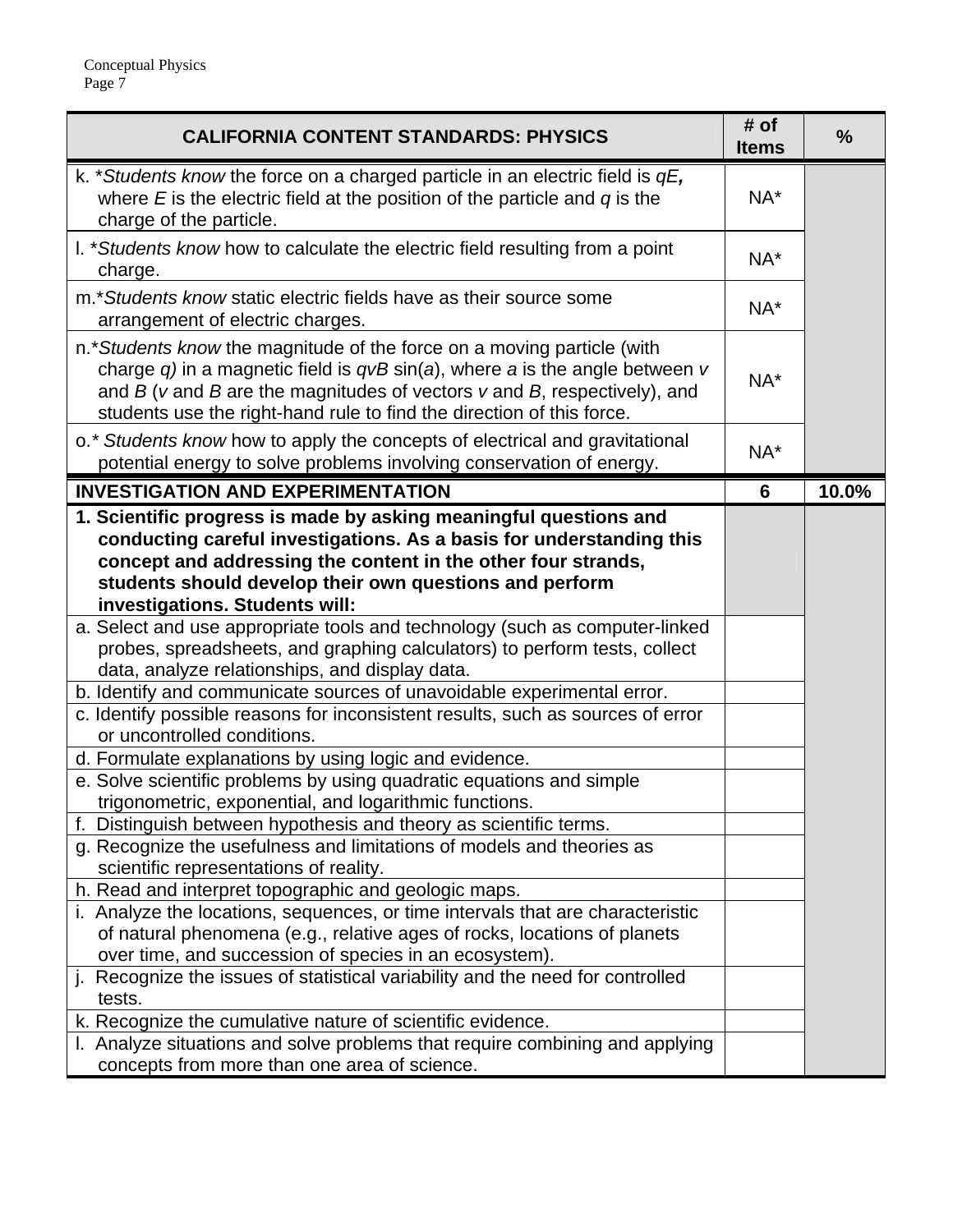| CALIFORNIA CONTENT STANDARDS: PHYSICS | # of Items | % |
|---|---|---|
| k. **Students know* the force on a charged particle in an electric field is $qE$, where $E$ is the electric field at the position of the particle and $q$ is the charge of the particle. | NA* | |
| l. **Students know* how to calculate the electric field resulting from a point charge. | NA* | |
| m.**Students know* static electric fields have as their source some arrangement of electric charges. | NA* | |
| n.**Students know* the magnitude of the force on a moving particle (with charge $q$) in a magnetic field is $qvB \sin(a)$, where $a$ is the angle between $v$ and $B$ ($v$ and $B$ are the magnitudes of vectors $v$ and $B$, respectively), and students use the right-hand rule to find the direction of this force. | NA* | |
| o.* *Students know* how to apply the concepts of electrical and gravitational potential energy to solve problems involving conservation of energy. | NA* | |
| **INVESTIGATION AND EXPERIMENTATION** | **6** | **10.0%** |
| **1. Scientific progress is made by asking meaningful questions and conducting careful investigations. As a basis for understanding this concept and addressing the content in the other four strands, students should develop their own questions and perform investigations. Students will:** | | |
| a. Select and use appropriate tools and technology (such as computer-linked probes, spreadsheets, and graphing calculators) to perform tests, collect data, analyze relationships, and display data. | | |
| b. Identify and communicate sources of unavoidable experimental error. | | |
| c. Identify possible reasons for inconsistent results, such as sources of error or uncontrolled conditions. | | |
| d. Formulate explanations by using logic and evidence. | | |
| e. Solve scientific problems by using quadratic equations and simple trigonometric, exponential, and logarithmic functions. | | |
| f. Distinguish between hypothesis and theory as scientific terms. | | |
| g. Recognize the usefulness and limitations of models and theories as scientific representations of reality. | | |
| h. Read and interpret topographic and geologic maps. | | |
| i. Analyze the locations, sequences, or time intervals that are characteristic of natural phenomena (e.g., relative ages of rocks, locations of planets over time, and succession of species in an ecosystem). | | |
| j. Recognize the issues of statistical variability and the need for controlled tests. | | |
| k. Recognize the cumulative nature of scientific evidence. | | |
| l. Analyze situations and solve problems that require combining and applying concepts from more than one area of science. | | |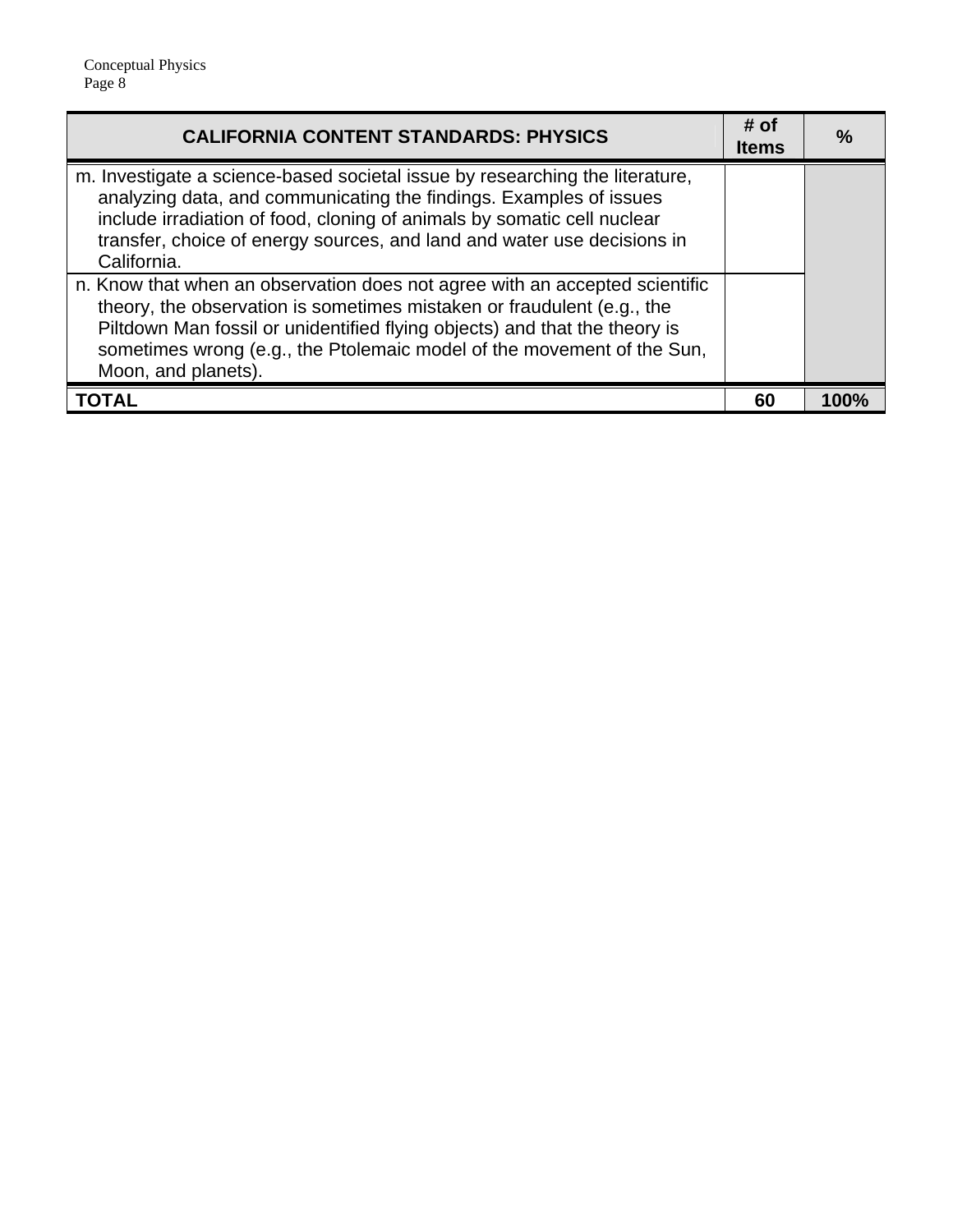| CALIFORNIA CONTENT STANDARDS: PHYSICS | # of Items | % |
|---|---|---|
| m. Investigate a science-based societal issue by researching the literature, analyzing data, and communicating the findings. Examples of issues include irradiation of food, cloning of animals by somatic cell nuclear transfer, choice of energy sources, and land and water use decisions in California. | | |
| n. Know that when an observation does not agree with an accepted scientific theory, the observation is sometimes mistaken or fraudulent (e.g., the Piltdown Man fossil or unidentified flying objects) and that the theory is sometimes wrong (e.g., the Ptolemaic model of the movement of the Sun, Moon, and planets). | | |
| **TOTAL** | **60** | **100%** |